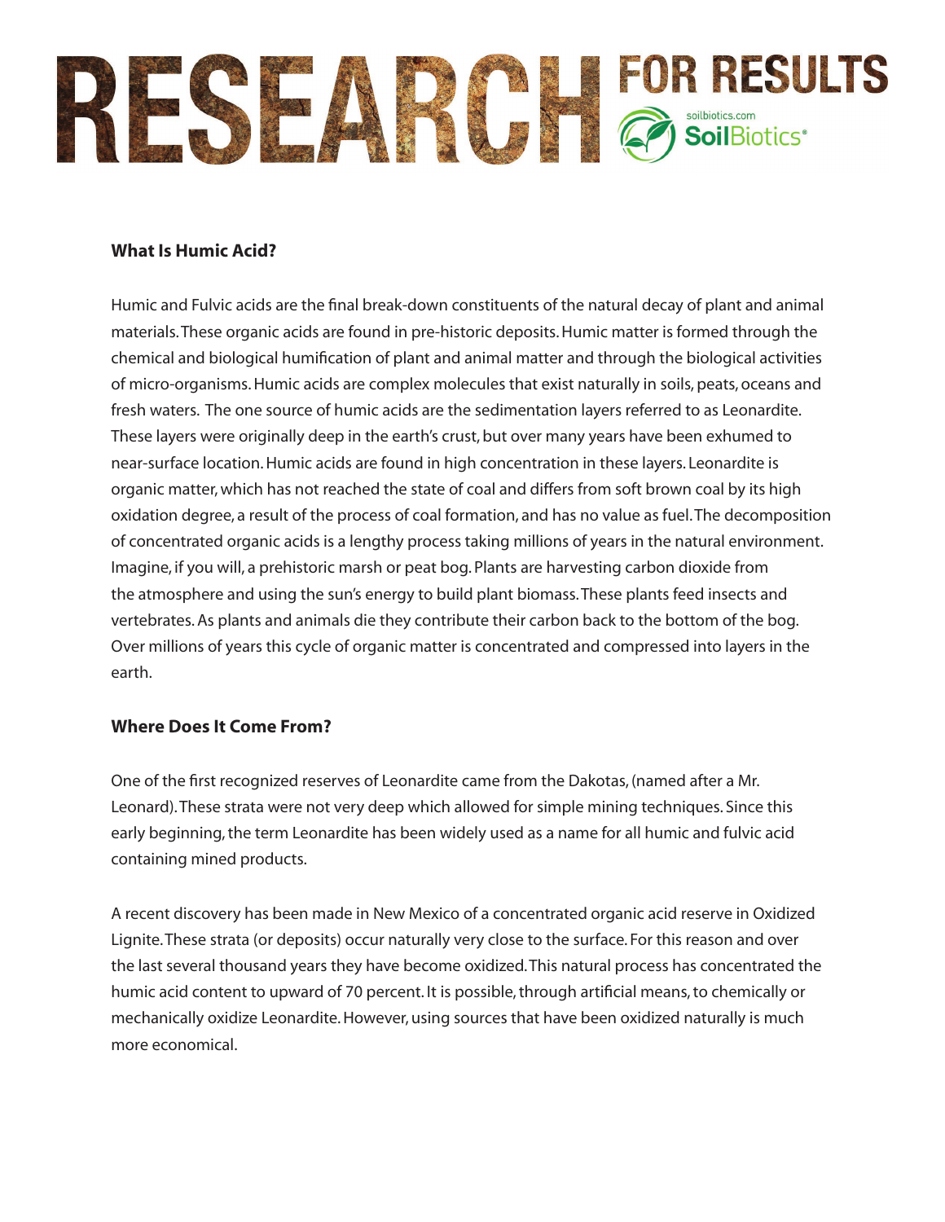# RESEARCH FOR RESULTS

soilbiotics.com
SoilBiotics®

**What Is Humic Acid?**

Humic and Fulvic acids are the final break-down constituents of the natural decay of plant and animal materials. These organic acids are found in pre-historic deposits. Humic matter is formed through the chemical and biological humification of plant and animal matter and through the biological activities of micro-organisms. Humic acids are complex molecules that exist naturally in soils, peats, oceans and fresh waters. The one source of humic acids are the sedimentation layers referred to as Leonardite. These layers were originally deep in the earth's crust, but over many years have been exhumed to near-surface location. Humic acids are found in high concentration in these layers. Leonardite is organic matter, which has not reached the state of coal and differs from soft brown coal by its high oxidation degree, a result of the process of coal formation, and has no value as fuel. The decomposition of concentrated organic acids is a lengthy process taking millions of years in the natural environment. Imagine, if you will, a prehistoric marsh or peat bog. Plants are harvesting carbon dioxide from the atmosphere and using the sun's energy to build plant biomass. These plants feed insects and vertebrates. As plants and animals die they contribute their carbon back to the bottom of the bog. Over millions of years this cycle of organic matter is concentrated and compressed into layers in the earth.

**Where Does It Come From?**

One of the first recognized reserves of Leonardite came from the Dakotas, (named after a Mr. Leonard). These strata were not very deep which allowed for simple mining techniques. Since this early beginning, the term Leonardite has been widely used as a name for all humic and fulvic acid containing mined products.

A recent discovery has been made in New Mexico of a concentrated organic acid reserve in Oxidized Lignite. These strata (or deposits) occur naturally very close to the surface. For this reason and over the last several thousand years they have become oxidized. This natural process has concentrated the humic acid content to upward of 70 percent. It is possible, through artificial means, to chemically or mechanically oxidize Leonardite. However, using sources that have been oxidized naturally is much more economical.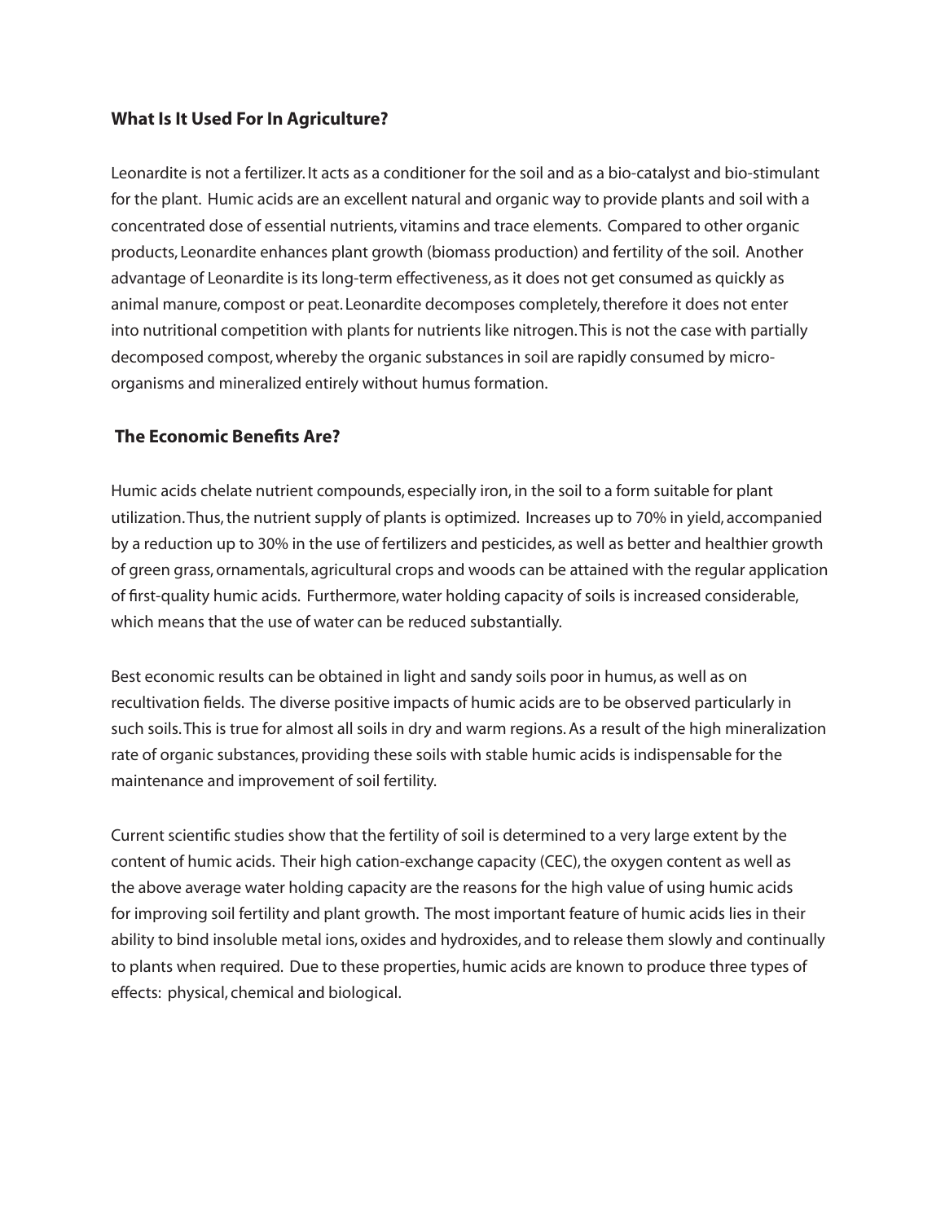### What Is It Used For In Agriculture?

Leonardite is not a fertilizer. It acts as a conditioner for the soil and as a bio-catalyst and bio-stimulant for the plant. Humic acids are an excellent natural and organic way to provide plants and soil with a concentrated dose of essential nutrients, vitamins and trace elements. Compared to other organic products, Leonardite enhances plant growth (biomass production) and fertility of the soil. Another advantage of Leonardite is its long-term effectiveness, as it does not get consumed as quickly as animal manure, compost or peat. Leonardite decomposes completely, therefore it does not enter into nutritional competition with plants for nutrients like nitrogen. This is not the case with partially decomposed compost, whereby the organic substances in soil are rapidly consumed by micro-organisms and mineralized entirely without humus formation.

### The Economic Benefits Are?

Humic acids chelate nutrient compounds, especially iron, in the soil to a form suitable for plant utilization. Thus, the nutrient supply of plants is optimized. Increases up to 70% in yield, accompanied by a reduction up to 30% in the use of fertilizers and pesticides, as well as better and healthier growth of green grass, ornamentals, agricultural crops and woods can be attained with the regular application of first-quality humic acids. Furthermore, water holding capacity of soils is increased considerable, which means that the use of water can be reduced substantially.

Best economic results can be obtained in light and sandy soils poor in humus, as well as on recultivation fields. The diverse positive impacts of humic acids are to be observed particularly in such soils. This is true for almost all soils in dry and warm regions. As a result of the high mineralization rate of organic substances, providing these soils with stable humic acids is indispensable for the maintenance and improvement of soil fertility.

Current scientific studies show that the fertility of soil is determined to a very large extent by the content of humic acids. Their high cation-exchange capacity (CEC), the oxygen content as well as the above average water holding capacity are the reasons for the high value of using humic acids for improving soil fertility and plant growth. The most important feature of humic acids lies in their ability to bind insoluble metal ions, oxides and hydroxides, and to release them slowly and continually to plants when required. Due to these properties, humic acids are known to produce three types of effects: physical, chemical and biological.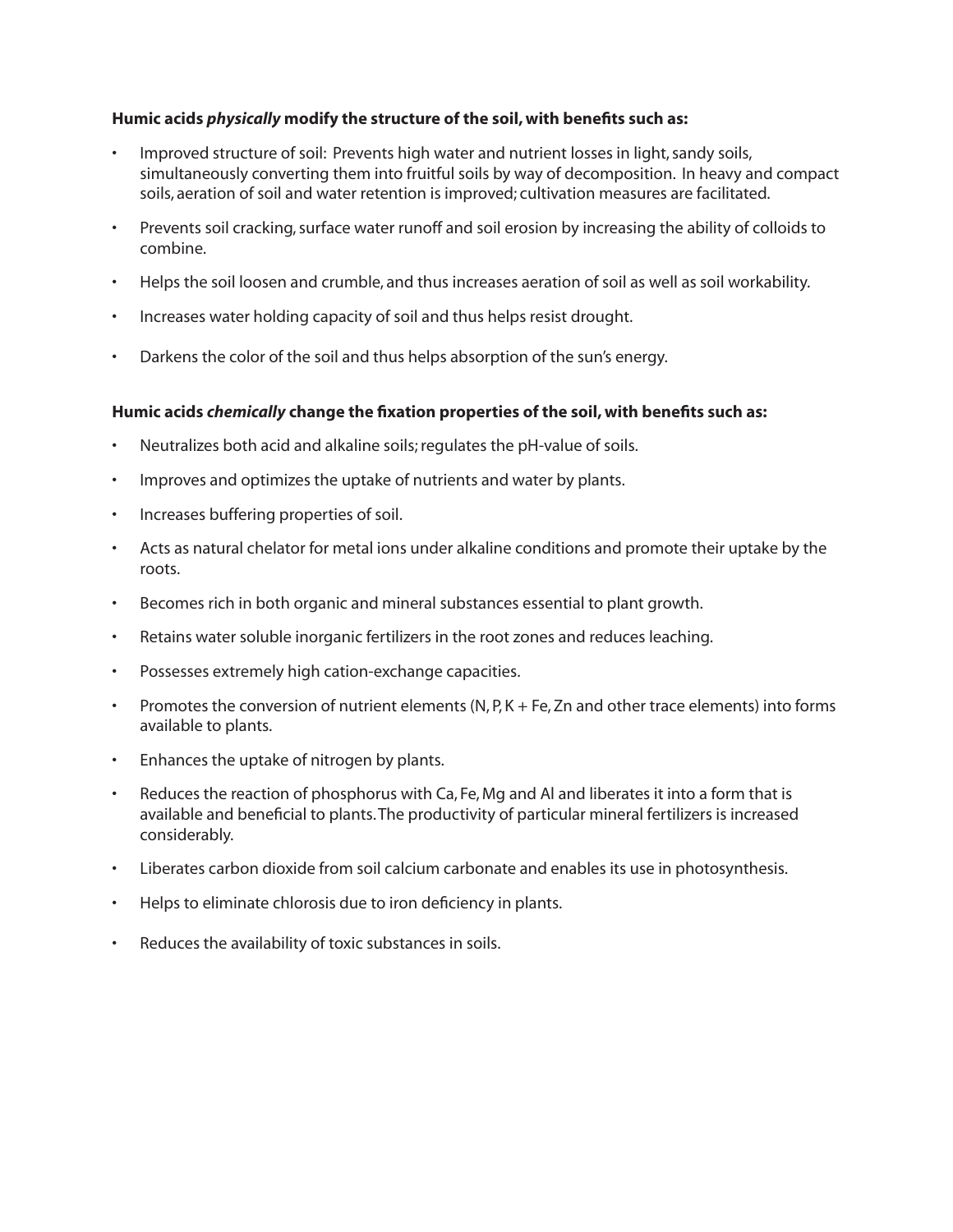**Humic acids *physically* modify the structure of the soil, with benefits such as:**

- Improved structure of soil: Prevents high water and nutrient losses in light, sandy soils, simultaneously converting them into fruitful soils by way of decomposition. In heavy and compact soils, aeration of soil and water retention is improved; cultivation measures are facilitated.
- Prevents soil cracking, surface water runoff and soil erosion by increasing the ability of colloids to combine.
- Helps the soil loosen and crumble, and thus increases aeration of soil as well as soil workability.
- Increases water holding capacity of soil and thus helps resist drought.
- Darkens the color of the soil and thus helps absorption of the sun's energy.

**Humic acids *chemically* change the fixation properties of the soil, with benefits such as:**

- Neutralizes both acid and alkaline soils; regulates the pH-value of soils.
- Improves and optimizes the uptake of nutrients and water by plants.
- Increases buffering properties of soil.
- Acts as natural chelator for metal ions under alkaline conditions and promote their uptake by the roots.
- Becomes rich in both organic and mineral substances essential to plant growth.
- Retains water soluble inorganic fertilizers in the root zones and reduces leaching.
- Possesses extremely high cation-exchange capacities.
- Promotes the conversion of nutrient elements (N, P, K + Fe, Zn and other trace elements) into forms available to plants.
- Enhances the uptake of nitrogen by plants.
- Reduces the reaction of phosphorus with Ca, Fe, Mg and Al and liberates it into a form that is available and beneficial to plants. The productivity of particular mineral fertilizers is increased considerably.
- Liberates carbon dioxide from soil calcium carbonate and enables its use in photosynthesis.
- Helps to eliminate chlorosis due to iron deficiency in plants.
- Reduces the availability of toxic substances in soils.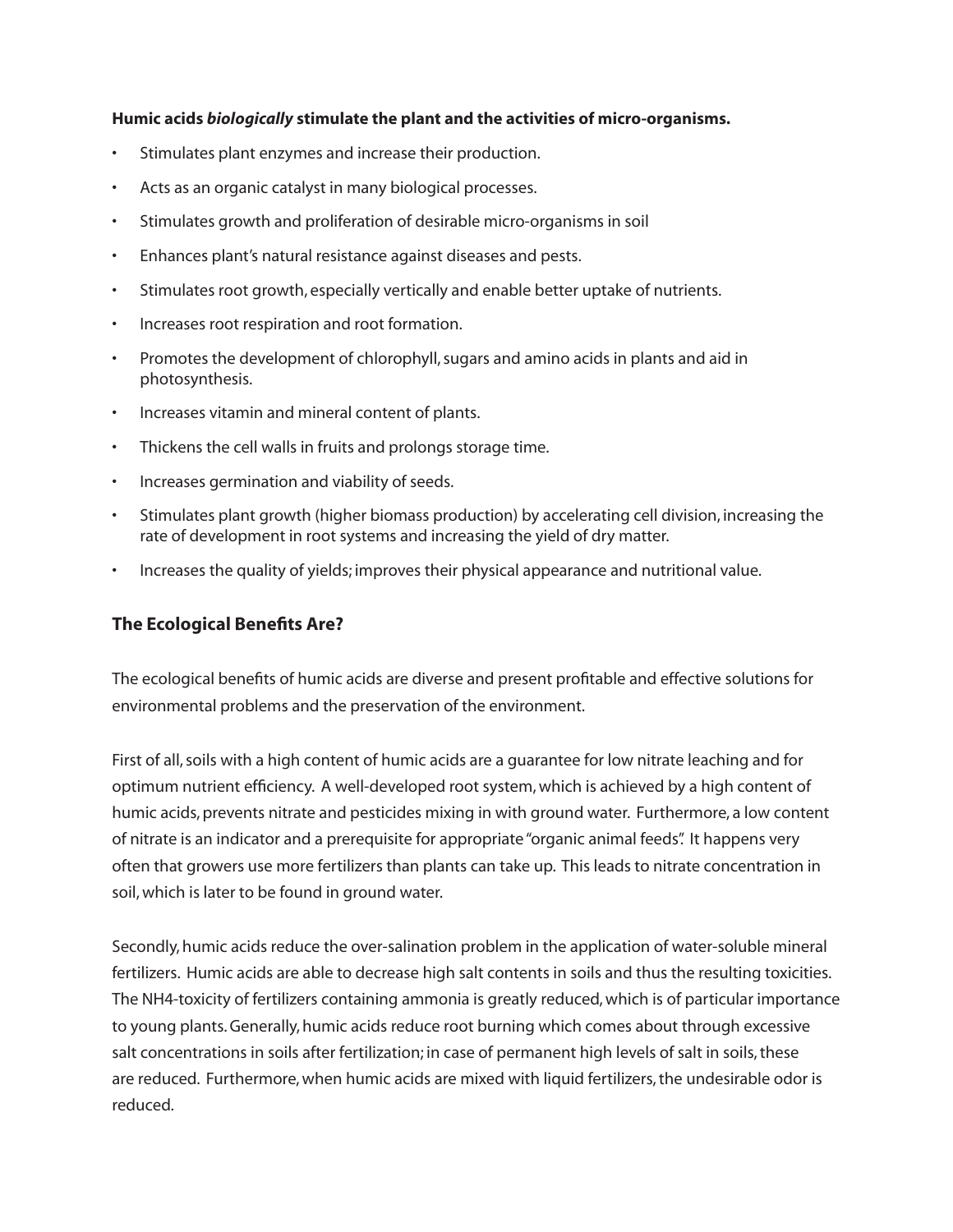**Humic acids *biologically* stimulate the plant and the activities of micro-organisms.**

- Stimulates plant enzymes and increase their production.
- Acts as an organic catalyst in many biological processes.
- Stimulates growth and proliferation of desirable micro-organisms in soil
- Enhances plant's natural resistance against diseases and pests.
- Stimulates root growth, especially vertically and enable better uptake of nutrients.
- Increases root respiration and root formation.
- Promotes the development of chlorophyll, sugars and amino acids in plants and aid in photosynthesis.
- Increases vitamin and mineral content of plants.
- Thickens the cell walls in fruits and prolongs storage time.
- Increases germination and viability of seeds.
- Stimulates plant growth (higher biomass production) by accelerating cell division, increasing the rate of development in root systems and increasing the yield of dry matter.
- Increases the quality of yields; improves their physical appearance and nutritional value.

## The Ecological Benefits Are?

The ecological benefits of humic acids are diverse and present profitable and effective solutions for environmental problems and the preservation of the environment.

First of all, soils with a high content of humic acids are a guarantee for low nitrate leaching and for optimum nutrient efficiency. A well-developed root system, which is achieved by a high content of humic acids, prevents nitrate and pesticides mixing in with ground water. Furthermore, a low content of nitrate is an indicator and a prerequisite for appropriate "organic animal feeds". It happens very often that growers use more fertilizers than plants can take up. This leads to nitrate concentration in soil, which is later to be found in ground water.

Secondly, humic acids reduce the over-salination problem in the application of water-soluble mineral fertilizers. Humic acids are able to decrease high salt contents in soils and thus the resulting toxicities. The $NH_4$-toxicity of fertilizers containing ammonia is greatly reduced, which is of particular importance to young plants. Generally, humic acids reduce root burning which comes about through excessive salt concentrations in soils after fertilization; in case of permanent high levels of salt in soils, these are reduced. Furthermore, when humic acids are mixed with liquid fertilizers, the undesirable odor is reduced.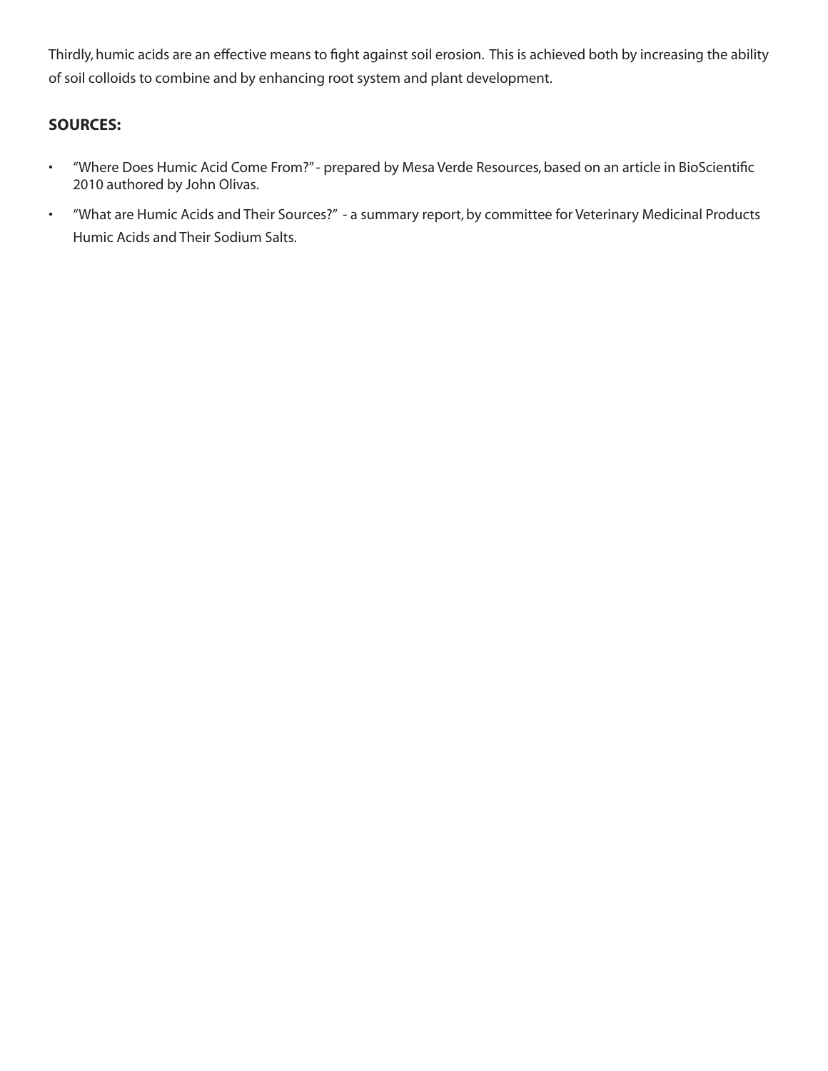Thirdly, humic acids are an effective means to fight against soil erosion. This is achieved both by increasing the ability of soil colloids to combine and by enhancing root system and plant development.

**SOURCES:**

- "Where Does Humic Acid Come From?" - prepared by Mesa Verde Resources, based on an article in BioScientific 2010 authored by John Olivas.
- "What are Humic Acids and Their Sources?" - a summary report, by committee for Veterinary Medicinal Products Humic Acids and Their Sodium Salts.